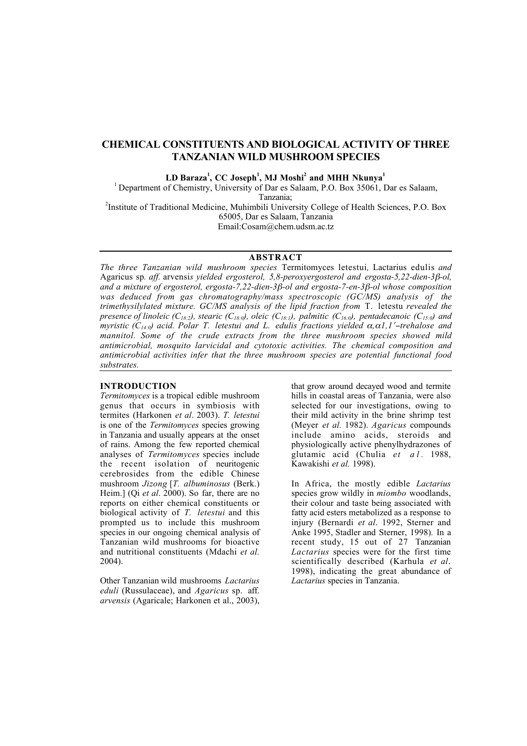# CHEMICAL CONSTITUENTS AND BIOLOGICAL ACTIVITY OF THREE TANZANIAN WILD MUSHROOM SPECIES

**LD Baraza[1], CC Joseph[1], MJ Moshi[2] and MHH Nkunya[1]**

[1] Department of Chemistry, University of Dar es Salaam, P.O. Box 35061, Dar es Salaam, Tanzania;
[2]Institute of Traditional Medicine, Muhimbili University College of Health Sciences, P.O. Box 65005, Dar es Salaam, Tanzania
Email:Cosam@chem.udsm.ac.tz

## ABSTRACT

*The three Tanzanian wild mushroom species* Termitomyces letestui*,* Lactarius edulis *and* Agaricus sp*. aff.* arvensis *yielded ergosterol, 5,8-peroxyergosterol and ergosta-5,22-dien-3β-ol, and a mixture of ergosterol, ergosta-7,22-dien-3β-ol and ergosta-7-en-3β-ol whose composition was deduced from gas chromatography/mass spectroscopic (GC/MS) analysis of the trimethysilylated mixture. GC/MS analysis of the lipid fraction from* T. letestu *revealed the presence of linoleic ($C_{18:2}$), stearic ($C_{18:0}$), oleic ($C_{18:1}$), palmitic ($C_{16:0}$), pentadecanoic ($C_{15:0}$) and myristic ($C_{14:0}$) acid. Polar T. letestui and L. edulis fractions yielded α,α1,1′–trehalose and mannitol. Some of the crude extracts from the three mushroom species showed mild antimicrobial, mosquito larvicidal and cytotoxic activities. The chemical composition and antimicrobial activities infer that the three mushroom species are potential functional food substrates.*

## INTRODUCTION

*Termitomyces* is a tropical edible mushroom genus that occurs in symbiosis with termites (Harkonen *et al*. 2003). *T. letestui* is one of the *Termitomyces* species growing in Tanzania and usually appears at the onset of rains. Among the few reported chemical analyses of *Termitomyces* species include the recent isolation of neuritogenic cerebrosides from the edible Chinese mushroom *Jizong* [*T. albuminosus* (Berk.) Heim.] (Qi *et al*. 2000). So far, there are no reports on either chemical constituents or biological activity of *T. letestui* and this prompted us to include this mushroom species in our ongoing chemical analysis of Tanzanian wild mushrooms for bioactive and nutritional constituents (Mdachi *et al.* 2004).

Other Tanzanian wild mushrooms *Lactarius eduli* (Russulaceae), and *Agaricus* sp. aff. *arvensis* (Agaricale; Harkonen et al., 2003), that grow around decayed wood and termite hills in coastal areas of Tanzania, were also selected for our investigations, owing to their mild activity in the brine shrimp test (Meyer *et al.* 1982). *Agaricus* compounds include amino acids, steroids and physiologically active phenylhydrazones of glutamic acid (Chulia *et al*. 1988, Kawakishi *et al.* 1998).

In Africa, the mostly edible *Lactarius* species grow wildly in *miombo* woodlands, their colour and taste being associated with fatty acid esters metabolized as a response to injury (Bernardi *et al*. 1992, Sterner and Anke 1995, Stadler and Sterner, 1998). In a recent study, 15 out of 27 Tanzanian *Lactarius* species were for the first time scientifically described (Karhula *et al*. 1998), indicating the great abundance of *Lactarius* species in Tanzania.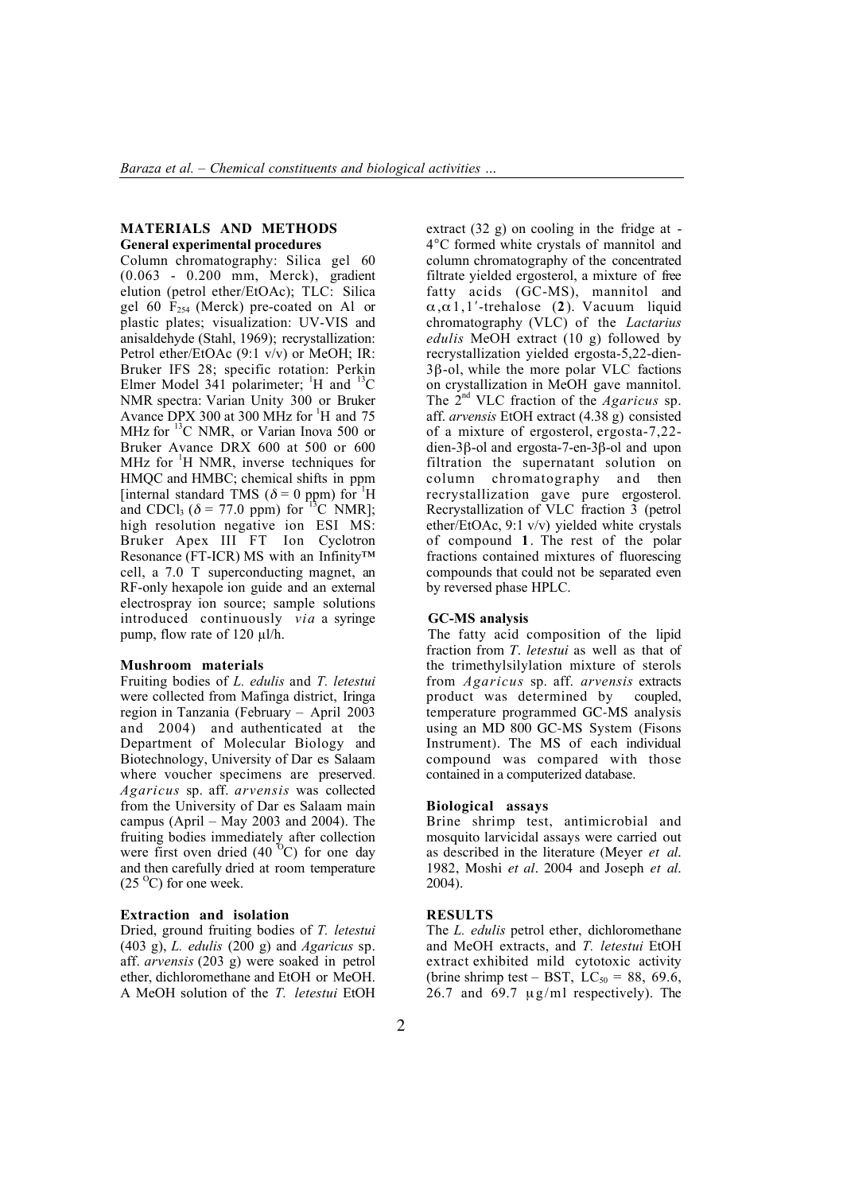## MATERIALS AND METHODS

### General experimental procedures

Column chromatography: Silica gel 60 (0.063 - 0.200 mm, Merck), gradient elution (petrol ether/EtOAc); TLC: Silica gel 60 $F_{254}$ (Merck) pre-coated on Al or plastic plates; visualization: UV-VIS and anisaldehyde (Stahl, 1969); recrystallization: Petrol ether/EtOAc (9:1 v/v) or MeOH; IR: Bruker IFS 28; specific rotation: Perkin Elmer Model 341 polarimeter; $^{1}$H and $^{13}$C NMR spectra: Varian Unity 300 or Bruker Avance DPX 300 at 300 MHz for $^{1}$H and 75 MHz for $^{13}$C NMR, or Varian Inova 500 or Bruker Avance DRX 600 at 500 or 600 MHz for $^{1}$H NMR, inverse techniques for HMQC and HMBC; chemical shifts in ppm [internal standard TMS ($\delta$ = 0 ppm) for $^{1}$H and $CDCl_3$ ($\delta$ = 77.0 ppm) for $^{13}$C NMR]; high resolution negative ion ESI MS: Bruker Apex III FT Ion Cyclotron Resonance (FT-ICR) MS with an Infinity™ cell, a 7.0 T superconducting magnet, an RF-only hexapole ion guide and an external electrospray ion source; sample solutions introduced continuously *via* a syringe pump, flow rate of 120 µl/h.

### Mushroom materials

Fruiting bodies of *L. edulis* and *T. letestui* were collected from Mafinga district, Iringa region in Tanzania (February – April 2003 and 2004) and authenticated at the Department of Molecular Biology and Biotechnology, University of Dar es Salaam where voucher specimens are preserved. *Agaricus* sp. aff. *arvensis* was collected from the University of Dar es Salaam main campus (April – May 2003 and 2004). The fruiting bodies immediately after collection were first oven dried (40 $^{O}$C) for one day and then carefully dried at room temperature (25 $^{O}$C) for one week.

### Extraction and isolation

Dried, ground fruiting bodies of *T. letestui* (403 g), *L. edulis* (200 g) and *Agaricus* sp. aff. *arvensis* (203 g) were soaked in petrol ether, dichloromethane and EtOH or MeOH. A MeOH solution of the *T. letestui* EtOH extract (32 g) on cooling in the fridge at -4°C formed white crystals of mannitol and column chromatography of the concentrated filtrate yielded ergosterol, a mixture of free fatty acids (GC-MS), mannitol and $\alpha,\alpha 1,1'$-trehalose (**2**). Vacuum liquid chromatography (VLC) of the *Lactarius edulis* MeOH extract (10 g) followed by recrystallization yielded ergosta-5,22-dien-3β-ol, while the more polar VLC factions on crystallization in MeOH gave mannitol. The 2$^{nd}$ VLC fraction of the *Agaricus* sp. aff. *arvensis* EtOH extract (4.38 g) consisted of a mixture of ergosterol, ergosta-7,22-dien-3β-ol and ergosta-7-en-3β-ol and upon filtration the supernatant solution on column chromatography and then recrystallization gave pure ergosterol. Recrystallization of VLC fraction 3 (petrol ether/EtOAc, 9:1 v/v) yielded white crystals of compound **1**. The rest of the polar fractions contained mixtures of fluorescing compounds that could not be separated even by reversed phase HPLC.

### GC-MS analysis

The fatty acid composition of the lipid fraction from *T. letestui* as well as that of the trimethylsilylation mixture of sterols from *Agaricus* sp. aff. *arvensis* extracts product was determined by coupled, temperature programmed GC-MS analysis using an MD 800 GC-MS System (Fisons Instrument). The MS of each individual compound was compared with those contained in a computerized database.

### Biological assays

Brine shrimp test, antimicrobial and mosquito larvicidal assays were carried out as described in the literature (Meyer *et al*. 1982, Moshi *et al*. 2004 and Joseph *et al*. 2004).

## RESULTS

The *L. edulis* petrol ether, dichloromethane and MeOH extracts, and *T. letestui* EtOH extract exhibited mild cytotoxic activity (brine shrimp test – BST, $LC_{50}$ = 88, 69.6, 26.7 and 69.7 µg/ml respectively). The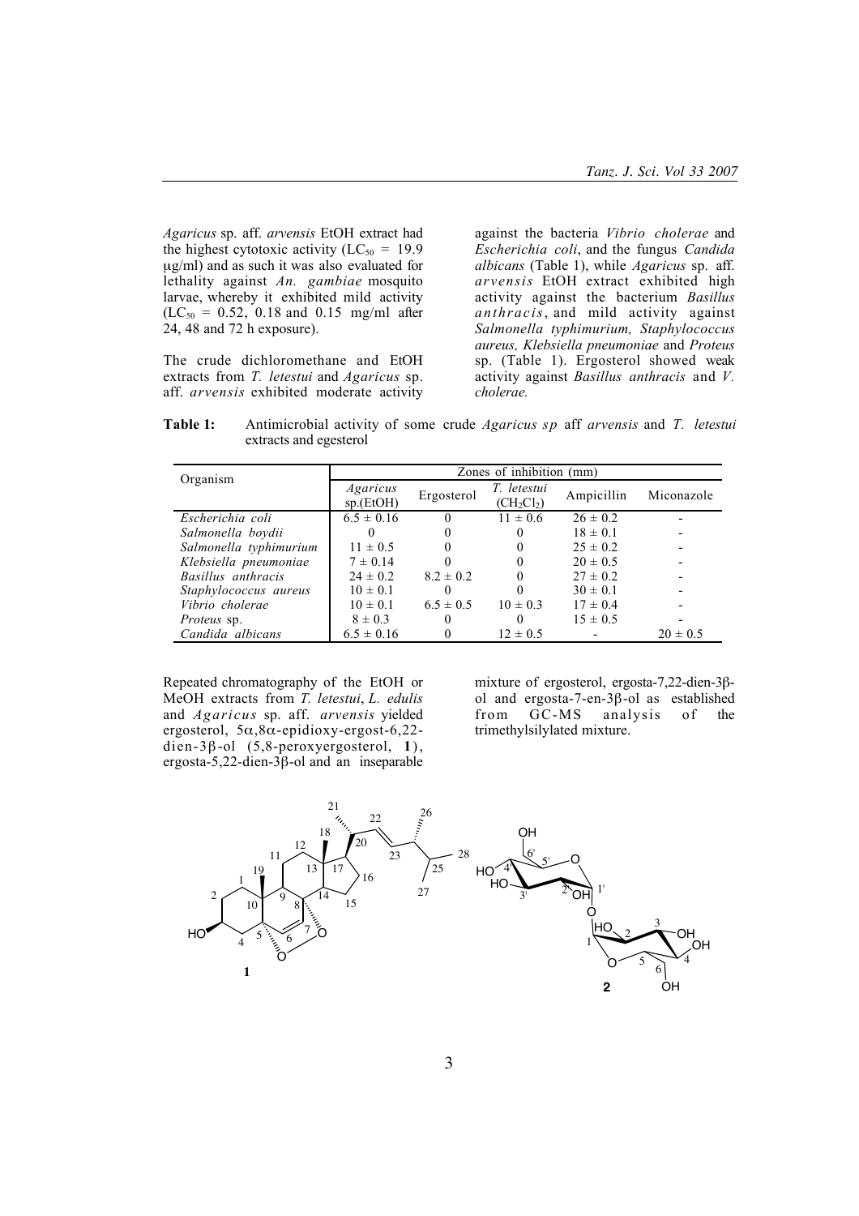*Agaricus* sp. aff. *arvensis* EtOH extract had the highest cytotoxic activity ($LC_{50}$ = 19.9 μg/ml) and as such it was also evaluated for lethality against *An. gambiae* mosquito larvae, whereby it exhibited mild activity ($LC_{50}$ = 0.52, 0.18 and 0.15 mg/ml after 24, 48 and 72 h exposure).

The crude dichloromethane and EtOH extracts from *T. letestui* and *Agaricus* sp. aff. *arvensis* exhibited moderate activity against the bacteria *Vibrio cholerae* and *Escherichia coli*, and the fungus *Candida albicans* (Table 1), while *Agaricus* sp. aff. *arvensis* EtOH extract exhibited high activity against the bacterium *Basillus anthracis*, and mild activity against *Salmonella typhimurium, Staphylococcus aureus, Klebsiella pneumoniae* and *Proteus* sp. (Table 1). Ergosterol showed weak activity against *Basillus anthracis* and *V. cholerae.*

**Table 1:** Antimicrobial activity of some crude *Agaricus sp* aff *arvensis* and *T. letestui* extracts and egesterol

| Organism | Zones of inhibition (mm) | | | | |
|---|---|---|---|---|---|
| | *Agaricus* sp.(EtOH) | Ergosterol | *T. letestui* ($CH_2Cl_2$) | Ampicillin | Miconazole |
| *Escherichia coli* | 6.5 ± 0.16 | 0 | 11 ± 0.6 | 26 ± 0.2 | - |
| *Salmonella boydii* | 0 | 0 | 0 | 18 ± 0.1 | - |
| *Salmonella typhimurium* | 11 ± 0.5 | 0 | 0 | 25 ± 0.2 | - |
| *Klebsiella pneumoniae* | 7 ± 0.14 | 0 | 0 | 20 ± 0.5 | - |
| *Basillus anthracis* | 24 ± 0.2 | 8.2 ± 0.2 | 0 | 27 ± 0.2 | - |
| *Staphylococcus aureus* | 10 ± 0.1 | 0 | 0 | 30 ± 0.1 | - |
| *Vibrio cholerae* | 10 ± 0.1 | 6.5 ± 0.5 | 10 ± 0.3 | 17 ± 0.4 | - |
| *Proteus* sp. | 8 ± 0.3 | 0 | 0 | 15 ± 0.5 | - |
| *Candida albicans* | 6.5 ± 0.16 | 0 | 12 ± 0.5 | - | 20 ± 0.5 |

Repeated chromatography of the EtOH or MeOH extracts from *T. letestui*, *L. edulis* and *Agaricus* sp. aff. *arvensis* yielded ergosterol, 5α,8α-epidioxy-ergost-6,22-dien-3β-ol (5,8-peroxyergosterol, **1**), ergosta-5,22-dien-3β-ol and an inseparable mixture of ergosterol, ergosta-7,22-dien-3β-ol and ergosta-7-en-3β-ol as established from GC-MS analysis of the trimethylsilylated mixture.

**1** **2**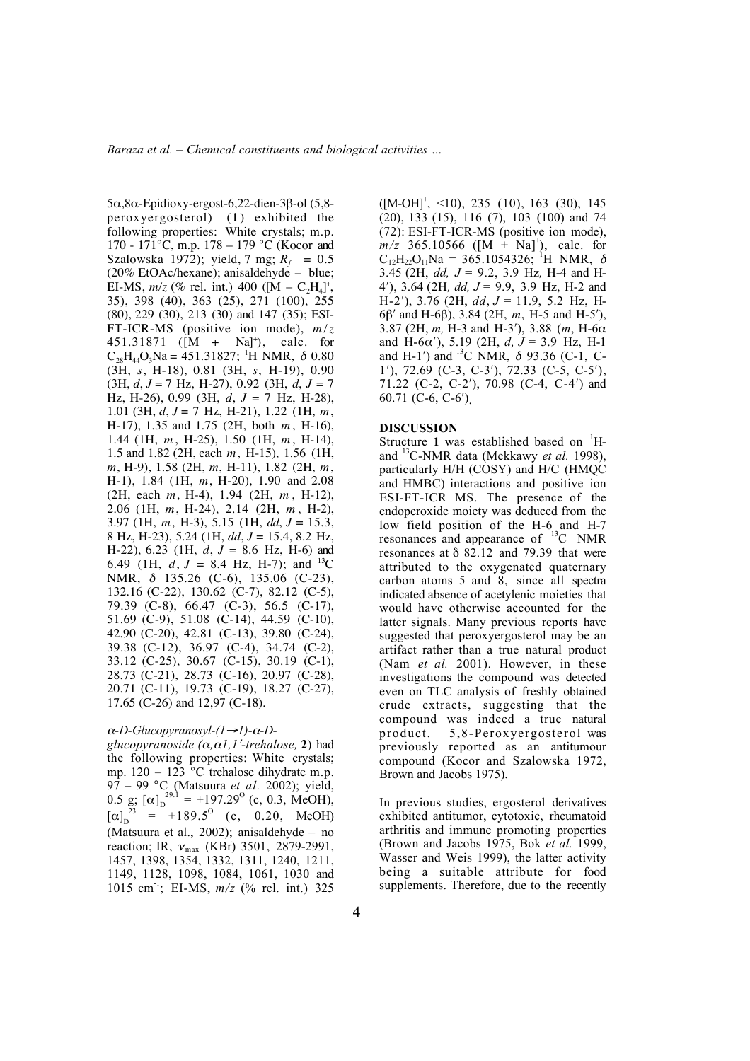5α,8α-Epidioxy-ergost-6,22-dien-3β-ol (5,8-peroxyergosterol) (**1**) exhibited the following properties: White crystals; m.p. 170 - 171°C, m.p. 178 – 179 °C (Kocor and Szalowska 1972); yield, 7 mg; $R_f$ = 0.5 (20% EtOAc/hexane); anisaldehyde – blue; EI-MS, *m/z* (% rel. int.) 400 ($[M - C_2H_4]^+$, 35), 398 (40), 363 (25), 271 (100), 255 (80), 229 (30), 213 (30) and 147 (35); ESI-FT-ICR-MS (positive ion mode), *m/z* 451.31871 ($[M + Na]^+$), calc. for $C_{28}H_{44}O_3Na$ = 451.31827; $^1$H NMR, δ 0.80 (3H, *s*, H-18), 0.81 (3H, *s*, H-19), 0.90 (3H, *d*, *J* = 7 Hz, H-27), 0.92 (3H, *d*, *J* = 7 Hz, H-26), 0.99 (3H, *d*, *J* = 7 Hz, H-28), 1.01 (3H, *d*, *J* = 7 Hz, H-21), 1.22 (1H, *m*, H-17), 1.35 and 1.75 (2H, both *m*, H-16), 1.44 (1H, *m*, H-25), 1.50 (1H, *m*, H-14), 1.5 and 1.82 (2H, each *m*, H-15), 1.56 (1H, *m*, H-9), 1.58 (2H, *m*, H-11), 1.82 (2H, *m*, H-1), 1.84 (1H, *m*, H-20), 1.90 and 2.08 (2H, each *m*, H-4), 1.94 (2H, *m*, H-12), 2.06 (1H, *m*, H-24), 2.14 (2H, *m*, H-2), 3.97 (1H, *m*, H-3), 5.15 (1H, *dd*, *J* = 15.3, 8 Hz, H-23), 5.24 (1H, *dd*, *J* = 15.4, 8.2 Hz, H-22), 6.23 (1H, *d*, *J* = 8.6 Hz, H-6) and 6.49 (1H, *d*, *J* = 8.4 Hz, H-7); and $^{13}$C NMR, δ 135.26 (C-6), 135.06 (C-23), 132.16 (C-22), 130.62 (C-7), 82.12 (C-5), 79.39 (C-8), 66.47 (C-3), 56.5 (C-17), 51.69 (C-9), 51.08 (C-14), 44.59 (C-10), 42.90 (C-20), 42.81 (C-13), 39.80 (C-24), 39.38 (C-12), 36.97 (C-4), 34.74 (C-2), 33.12 (C-25), 30.67 (C-15), 30.19 (C-1), 28.73 (C-21), 28.73 (C-16), 20.97 (C-28), 20.71 (C-11), 19.73 (C-19), 18.27 (C-27), 17.65 (C-26) and 12,97 (C-18).

*α-D-Glucopyranosyl-(1→1)-α-D-glucopyranoside (α,α1,1′-trehalose,* **2**) had the following properties: White crystals; mp. 120 – 123 °C trehalose dihydrate m.p. 97 – 99 °C (Matsuura *et al.* 2002); yield, 0.5 g; $[\alpha]_D^{29.1}$ = +197.29° (c, 0.3, MeOH), $[\alpha]_D^{23}$ = +189.5° (c, 0.20, MeOH) (Matsuura et al., 2002); anisaldehyde – no reaction; IR, $\nu_{max}$ (KBr) 3501, 2879-2991, 1457, 1398, 1354, 1332, 1311, 1240, 1211, 1149, 1128, 1098, 1084, 1061, 1030 and 1015 cm$^{-1}$; EI-MS, *m/z* (% rel. int.) 325 ($[M\text{-}OH]^+$, <10), 235 (10), 163 (30), 145 (20), 133 (15), 116 (7), 103 (100) and 74 (72): ESI-FT-ICR-MS (positive ion mode), *m/z* 365.10566 ($[M + Na]^+$), calc. for $C_{12}H_{22}O_{11}Na$ = 365.1054326; $^1$H NMR, δ 3.45 (2H, *dd, J* = 9.2, 3.9 Hz*,* H-4 and H-4′), 3.64 (2H*, dd, J* = 9.9, 3.9 Hz, H-2 and H-2′), 3.76 (2H, *dd*, *J* = 11.9, 5.2 Hz, H-6β′ and H-6β), 3.84 (2H, *m*, H-5 and H-5′), 3.87 (2H, *m,* H-3 and H-3′), 3.88 (*m*, H-6α and H-6α′), 5.19 (2H, *d, J* = 3.9 Hz, H-1 and H-1′) and $^{13}$C NMR, δ 93.36 (C-1, C-1′), 72.69 (C-3, C-3′), 72.33 (C-5, C-5′), 71.22 (C-2, C-2′), 70.98 (C-4, C-4′) and 60.71 (C-6, C-6′).

## DISCUSSION

Structure **1** was established based on $^1$H- and $^{13}$C-NMR data (Mekkawy *et al.* 1998), particularly H/H (COSY) and H/C (HMQC and HMBC) interactions and positive ion ESI-FT-ICR MS. The presence of the endoperoxide moiety was deduced from the low field position of the H-6 and H-7 resonances and appearance of $^{13}$C NMR resonances at δ 82.12 and 79.39 that were attributed to the oxygenated quaternary carbon atoms 5 and 8, since all spectra indicated absence of acetylenic moieties that would have otherwise accounted for the latter signals. Many previous reports have suggested that peroxyergosterol may be an artifact rather than a true natural product (Nam *et al.* 2001). However, in these investigations the compound was detected even on TLC analysis of freshly obtained crude extracts, suggesting that the compound was indeed a true natural product. 5,8-Peroxyergosterol was previously reported as an antitumour compound (Kocor and Szalowska 1972, Brown and Jacobs 1975).

In previous studies, ergosterol derivatives exhibited antitumor, cytotoxic, rheumatoid arthritis and immune promoting properties (Brown and Jacobs 1975, Bok *et al.* 1999, Wasser and Weis 1999), the latter activity being a suitable attribute for food supplements. Therefore, due to the recently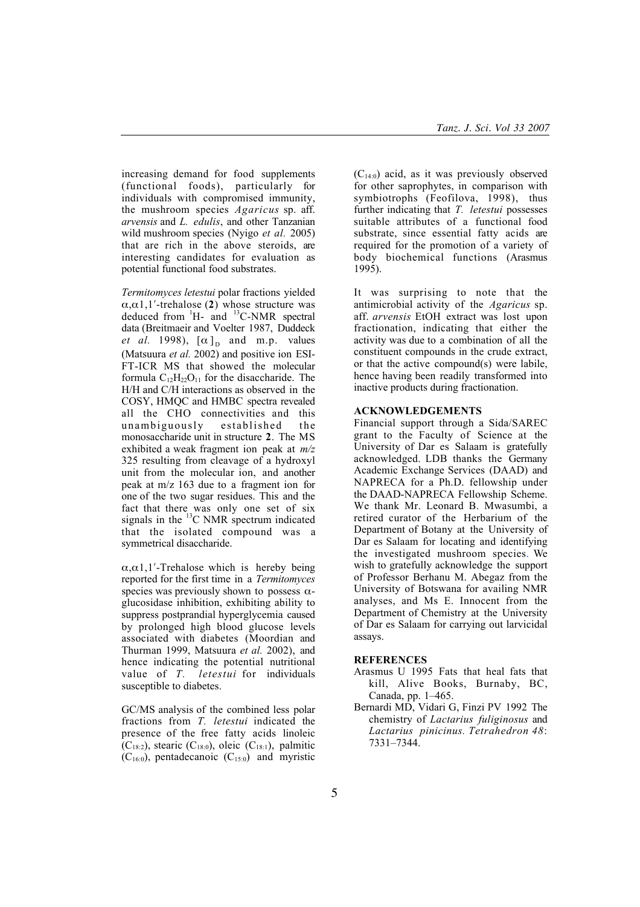increasing demand for food supplements (functional foods), particularly for individuals with compromised immunity, the mushroom species *Agaricus* sp. aff. *arvensis* and *L. edulis*, and other Tanzanian wild mushroom species (Nyigo *et al.* 2005) that are rich in the above steroids, are interesting candidates for evaluation as potential functional food substrates.

*Termitomyces letestui* polar fractions yielded $\alpha,\alpha 1,1'$-trehalose (**2**) whose structure was deduced from $^{1}$H- and $^{13}$C-NMR spectral data (Breitmaeir and Voelter 1987, Duddeck *et al.* 1998), $[\alpha]_D$ and m.p. values (Matsuura *et al.* 2002) and positive ion ESI-FT-ICR MS that showed the molecular formula $C_{12}H_{22}O_{11}$ for the disaccharide. The H/H and C/H interactions as observed in the COSY, HMQC and HMBC spectra revealed all the CHO connectivities and this unambiguously established the monosaccharide unit in structure **2**. The MS exhibited a weak fragment ion peak at *m/z* 325 resulting from cleavage of a hydroxyl unit from the molecular ion, and another peak at m/z 163 due to a fragment ion for one of the two sugar residues. This and the fact that there was only one set of six signals in the $^{13}$C NMR spectrum indicated that the isolated compound was a symmetrical disaccharide.

$\alpha,\alpha 1,1'$-Trehalose which is hereby being reported for the first time in a *Termitomyces* species was previously shown to possess $\alpha$-glucosidase inhibition, exhibiting ability to suppress postprandial hyperglycemia caused by prolonged high blood glucose levels associated with diabetes (Moordian and Thurman 1999, Matsuura *et al.* 2002), and hence indicating the potential nutritional value of *T. letestui* for individuals susceptible to diabetes.

GC/MS analysis of the combined less polar fractions from *T. letestui* indicated the presence of the free fatty acids linoleic ($C_{18:2}$), stearic ($C_{18:0}$), oleic ($C_{18:1}$), palmitic ($C_{16:0}$), pentadecanoic ($C_{15:0}$) and myristic ($C_{14:0}$) acid, as it was previously observed for other saprophytes, in comparison with symbiotrophs (Feofilova, 1998), thus further indicating that *T. letestui* possesses suitable attributes of a functional food substrate, since essential fatty acids are required for the promotion of a variety of body biochemical functions (Arasmus 1995).

It was surprising to note that the antimicrobial activity of the *Agaricus* sp. aff. *arvensis* EtOH extract was lost upon fractionation, indicating that either the activity was due to a combination of all the constituent compounds in the crude extract, or that the active compound(s) were labile, hence having been readily transformed into inactive products during fractionation.

## ACKNOWLEDGEMENTS

Financial support through a Sida/SAREC grant to the Faculty of Science at the University of Dar es Salaam is gratefully acknowledged. LDB thanks the Germany Academic Exchange Services (DAAD) and NAPRECA for a Ph.D. fellowship under the DAAD-NAPRECA Fellowship Scheme. We thank Mr. Leonard B. Mwasumbi, a retired curator of the Herbarium of the Department of Botany at the University of Dar es Salaam for locating and identifying the investigated mushroom species. We wish to gratefully acknowledge the support of Professor Berhanu M. Abegaz from the University of Botswana for availing NMR analyses, and Ms E. Innocent from the Department of Chemistry at the University of Dar es Salaam for carrying out larvicidal assays.

## REFERENCES

- Arasmus U 1995 Fats that heal fats that kill, Alive Books, Burnaby, BC, Canada, pp. 1–465.
- Bernardi MD, Vidari G, Finzi PV 1992 The chemistry of *Lactarius fuliginosus* and *Lactarius pinicinus*. *Tetrahedron 48*: 7331–7344.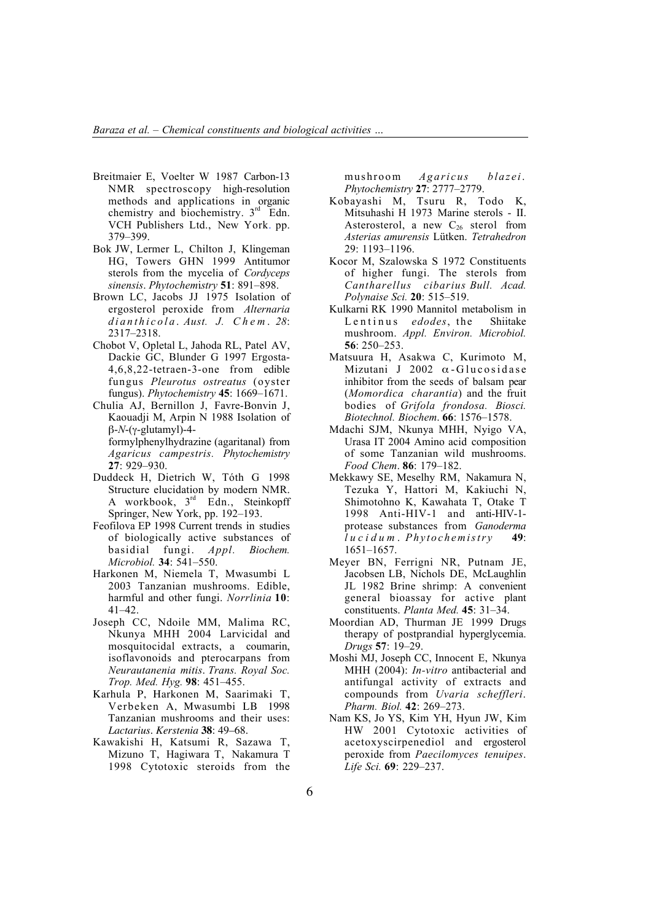Breitmaier E, Voelter W 1987 Carbon-13 NMR spectroscopy high-resolution methods and applications in organic chemistry and biochemistry. 3rd Edn. VCH Publishers Ltd., New York. pp. 379–399.

Bok JW, Lermer L, Chilton J, Klingeman HG, Towers GHN 1999 Antitumor sterols from the mycelia of *Cordyceps sinensis*. *Phytochemistry* **51**: 891–898.

Brown LC, Jacobs JJ 1975 Isolation of ergosterol peroxide from *Alternaria dianthicola*. *Aust. J. Chem*. *28*: 2317–2318.

Chobot V, Opletal L, Jahoda RL, Patel AV, Dackie GC, Blunder G 1997 Ergosta-4,6,8,22-tetraen-3-one from edible fungus *Pleurotus ostreatus* (oyster fungus). *Phytochemistry* **45**: 1669–1671.

Chulia AJ, Bernillon J, Favre-Bonvin J, Kaouadji M, Arpin N 1988 Isolation of β-*N*-(γ-glutamyl)-4-formylphenylhydrazine (agaritanal) from *Agaricus campestris*. *Phytochemistry* **27**: 929–930.

Duddeck H, Dietrich W, Tóth G 1998 Structure elucidation by modern NMR. A workbook, 3rd Edn., Steinkopff Springer, New York, pp. 192–193.

Feofilova EP 1998 Current trends in studies of biologically active substances of basidial fungi. *Appl. Biochem. Microbiol.* **34**: 541–550.

Harkonen M, Niemela T, Mwasumbi L 2003 Tanzanian mushrooms. Edible, harmful and other fungi. *Norrlinia* **10**: 41–42.

Joseph CC, Ndoile MM, Malima RC, Nkunya MHH 2004 Larvicidal and mosquitocidal extracts, a coumarin, isoflavonoids and pterocarpans from *Neurautanenia mitis*. *Trans. Royal Soc. Trop. Med. Hyg.* **98**: 451–455.

Karhula P, Harkonen M, Saarimaki T, Verbeken A, Mwasumbi LB 1998 Tanzanian mushrooms and their uses: *Lactarius*. *Kerstenia* **38**: 49–68.

Kawakishi H, Katsumi R, Sazawa T, Mizuno T, Hagiwara T, Nakamura T 1998 Cytotoxic steroids from the mushroom *Agaricus blazei*. *Phytochemistry* **27**: 2777–2779.

Kobayashi M, Tsuru R, Todo K, Mitsuhashi H 1973 Marine sterols - II. Asterosterol, a new $C_{26}$ sterol from *Asterias amurensis* Lütken. *Tetrahedron* 29: 1193–1196.

Kocor M, Szalowska S 1972 Constituents of higher fungi. The sterols from *Cantharellus cibarius Bull. Acad. Polynaise Sci.* **20**: 515–519.

Kulkarni RK 1990 Mannitol metabolism in Lentinus *edodes*, the Shiitake mushroom. *Appl. Environ. Microbiol.* **56**: 250–253.

Matsuura H, Asakwa C, Kurimoto M, Mizutani J 2002 α-Glucosidase inhibitor from the seeds of balsam pear (*Momordica charantia*) and the fruit bodies of *Grifola frondosa. Biosci. Biotechnol. Biochem*. **66**: 1576–1578.

Mdachi SJM, Nkunya MHH, Nyigo VA, Urasa IT 2004 Amino acid composition of some Tanzanian wild mushrooms. *Food Chem*. **86**: 179–182.

Mekkawy SE, Meselhy RM, Nakamura N, Tezuka Y, Hattori M, Kakiuchi N, Shimotohno K, Kawahata T, Otake T 1998 Anti-HIV-1 and anti-HIV-1-protease substances from *Ganoderma lucidum*. *Phytochemistry* **49**: 1651–1657.

Meyer BN, Ferrigni NR, Putnam JE, Jacobsen LB, Nichols DE, McLaughlin JL 1982 Brine shrimp: A convenient general bioassay for active plant constituents. *Planta Med.* **45**: 31–34.

Moordian AD, Thurman JE 1999 Drugs therapy of postprandial hyperglycemia. *Drugs* **57**: 19–29.

Moshi MJ, Joseph CC, Innocent E, Nkunya MHH (2004): *In-vitro* antibacterial and antifungal activity of extracts and compounds from *Uvaria scheffleri*. *Pharm. Biol.* **42**: 269–273.

Nam KS, Jo YS, Kim YH, Hyun JW, Kim HW 2001 Cytotoxic activities of acetoxyscirpenediol and ergosterol peroxide from *Paecilomyces tenuipes*. *Life Sci.* **69**: 229–237.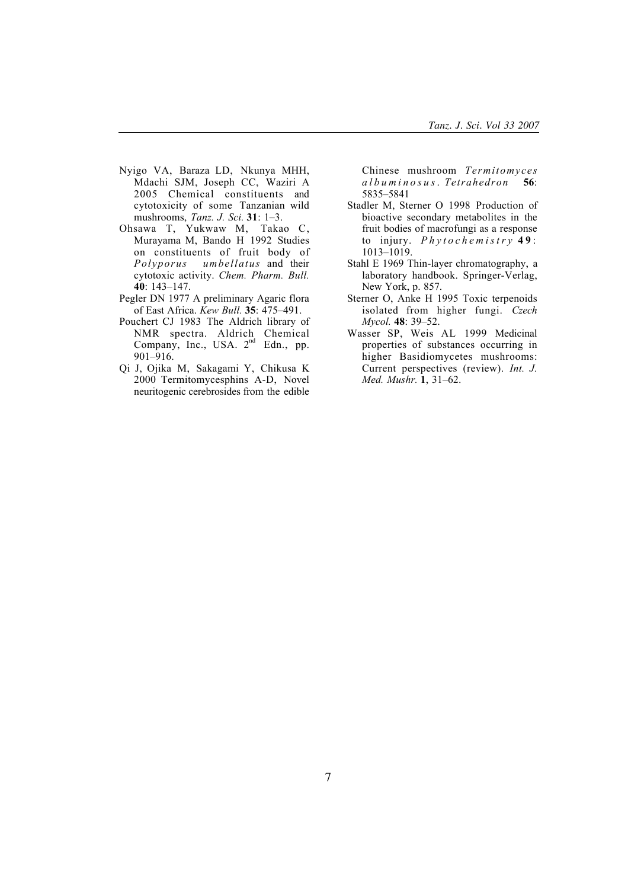Nyigo VA, Baraza LD, Nkunya MHH, Mdachi SJM, Joseph CC, Waziri A 2005 Chemical constituents and cytotoxicity of some Tanzanian wild mushrooms, *Tanz. J. Sci.* **31**: 1–3.

Ohsawa T, Yukwaw M, Takao C, Murayama M, Bando H 1992 Studies on constituents of fruit body of *Polyporus umbellatus* and their cytotoxic activity. *Chem. Pharm. Bull.* **40**: 143–147.

Pegler DN 1977 A preliminary Agaric flora of East Africa. *Kew Bull.* **35**: 475–491.

Pouchert CJ 1983 The Aldrich library of NMR spectra. Aldrich Chemical Company, Inc., USA. 2nd Edn., pp. 901–916.

Qi J, Ojika M, Sakagami Y, Chikusa K 2000 Termitomycesphins A-D, Novel neuritogenic cerebrosides from the edible Chinese mushroom *Termitomyces albuminosus*. *Tetrahedron* **56**: 5835–5841

Stadler M, Sterner O 1998 Production of bioactive secondary metabolites in the fruit bodies of macrofungi as a response to injury. *Phytochemistry* **49**: 1013–1019.

Stahl E 1969 Thin-layer chromatography, a laboratory handbook. Springer-Verlag, New York, p. 857.

Sterner O, Anke H 1995 Toxic terpenoids isolated from higher fungi. *Czech Mycol.* **48**: 39–52.

Wasser SP, Weis AL 1999 Medicinal properties of substances occurring in higher Basidiomycetes mushrooms: Current perspectives (review). *Int. J. Med. Mushr.* **1**, 31–62.